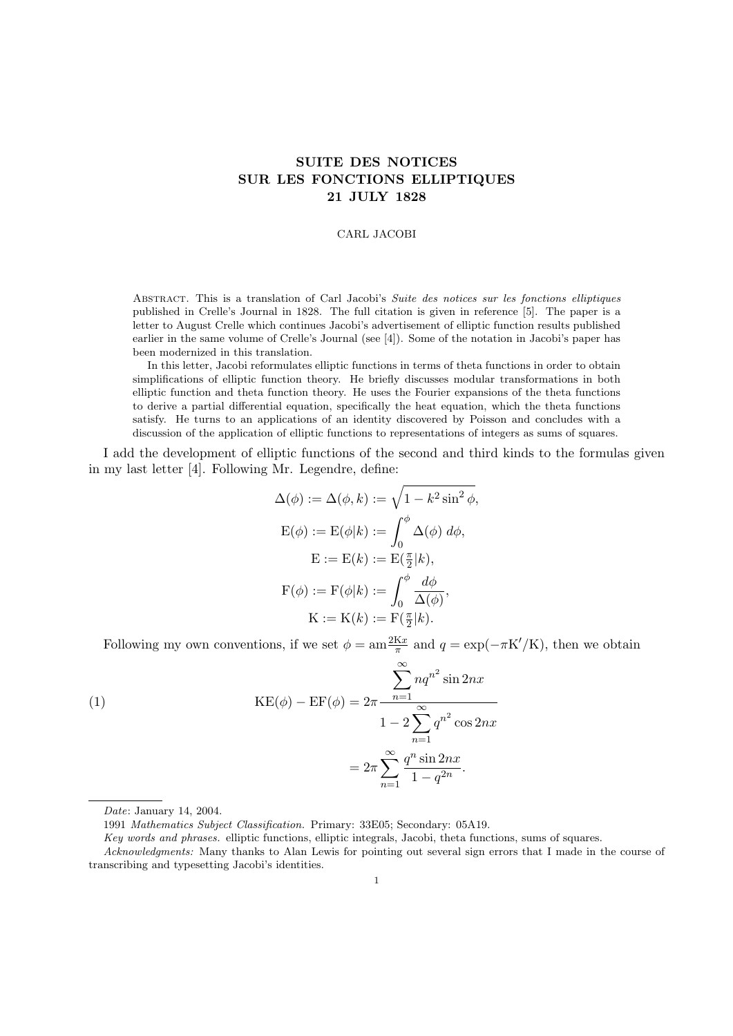# SUITE DES NOTICES SUR LES FONCTIONS ELLIPTIQUES 21 JULY 1828

CARL JACOBI

Abstract. This is a translation of Carl Jacobi's *Suite des notices sur les fonctions elliptiques* published in Crelle's Journal in 1828. The full citation is given in reference [5]. The paper is a letter to August Crelle which continues Jacobi's advertisement of elliptic function results published earlier in the same volume of Crelle's Journal (see [4]). Some of the notation in Jacobi's paper has been modernized in this translation.

In this letter, Jacobi reformulates elliptic functions in terms of theta functions in order to obtain simplifications of elliptic function theory. He briefly discusses modular transformations in both elliptic function and theta function theory. He uses the Fourier expansions of the theta functions to derive a partial differential equation, specifically the heat equation, which the theta functions satisfy. He turns to an applications of an identity discovered by Poisson and concludes with a discussion of the application of elliptic functions to representations of integers as sums of squares.

I add the development of elliptic functions of the second and third kinds to the formulas given in my last letter [4]. Following Mr. Legendre, define:

$$
\begin{aligned}
\Delta(\phi) &:= \Delta(\phi, k) := \sqrt{1 - k^2 \sin^2 \phi}, \\
\mathrm{E}(\phi) &:= \mathrm{E}(\phi|k) := \int_0^\phi \Delta(\phi)\, d\phi, \\
\mathrm{E} &:= \mathrm{E}(k) := \mathrm{E}(\tfrac{\pi}{2}|k), \\
\mathrm{F}(\phi) &:= \mathrm{F}(\phi|k) := \int_0^\phi \frac{d\phi}{\Delta(\phi)}, \\
\mathrm{K} &:= \mathrm{K}(k) := \mathrm{F}(\tfrac{\pi}{2}|k).
\end{aligned}
$$

Following my own conventions, if we set $\phi = \mathrm{am}\frac{2\mathrm{K}x}{\pi}$ and $q = \exp(-\pi\mathrm{K}'/\mathrm{K})$, then we obtain

$$
\begin{aligned}
\mathrm{KE}(\phi) - \mathrm{EF}(\phi) &= 2\pi \frac{\displaystyle\sum_{n=1}^{\infty} n q^{n^2} \sin 2nx}{1 - 2\displaystyle\sum_{n=1}^{\infty} q^{n^2} \cos 2nx} \\
&= 2\pi \sum_{n=1}^{\infty} \frac{q^n \sin 2nx}{1 - q^{2n}}.
\end{aligned} \tag{1}
$$

---

*Date*: January 14, 2004.

1991 *Mathematics Subject Classification.* Primary: 33E05; Secondary: 05A19.

*Key words and phrases.* elliptic functions, elliptic integrals, Jacobi, theta functions, sums of squares.

*Acknowledgments:* Many thanks to Alan Lewis for pointing out several sign errors that I made in the course of transcribing and typesetting Jacobi's identities.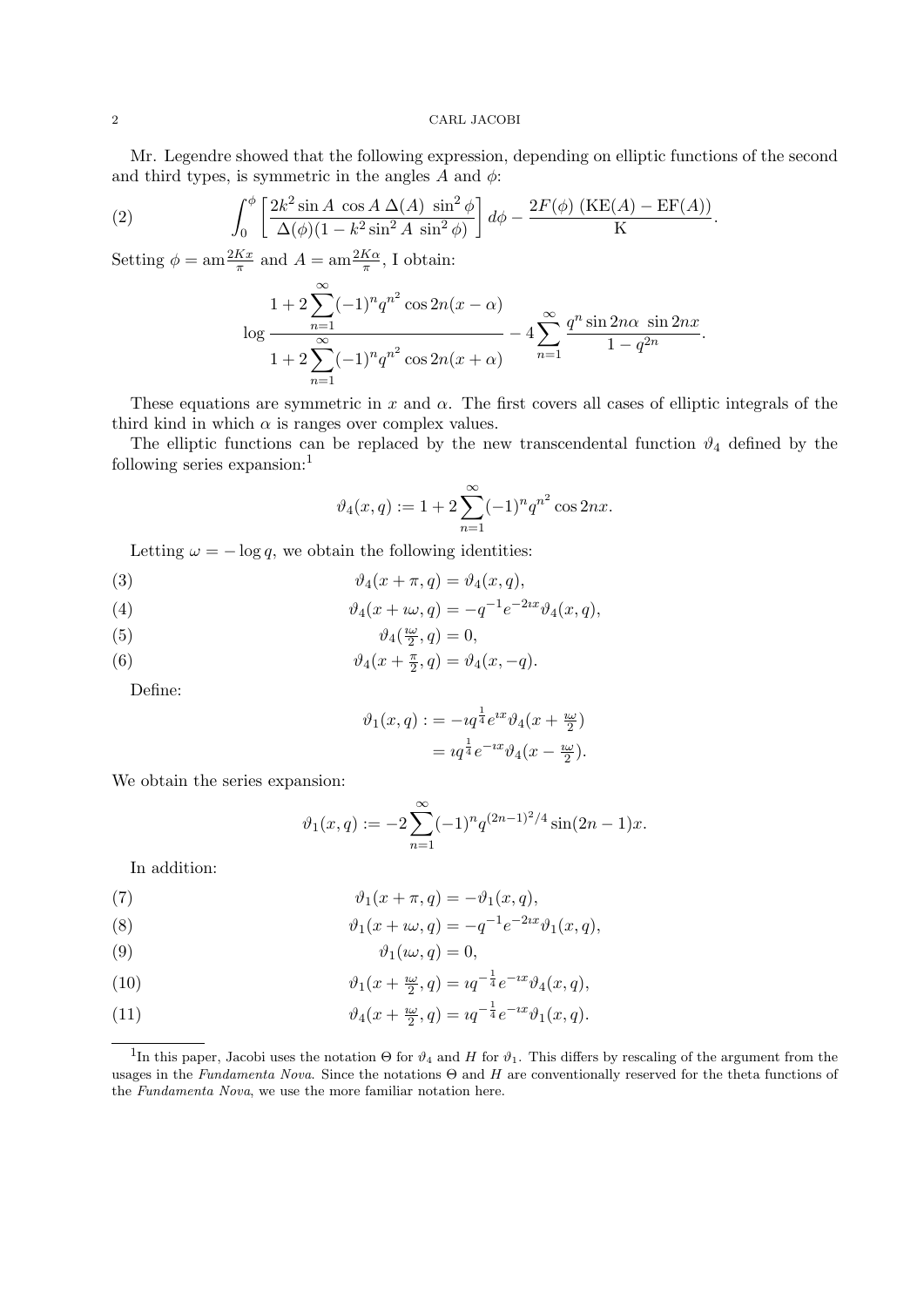Mr. Legendre showed that the following expression, depending on elliptic functions of the second and third types, is symmetric in the angles $A$ and $\phi$:

$$\int_0^\phi \left[ \frac{2k^2 \sin A \ \cos A \ \Delta(A) \ \sin^2 \phi}{\Delta(\phi)(1 - k^2 \sin^2 A \ \sin^2 \phi)} \right] d\phi - \frac{2F(\phi) \ (\mathrm{KE}(A) - \mathrm{EF}(A))}{\mathrm{K}}. \tag{2}$$

Setting $\phi = \mathrm{am}\frac{2Kx}{\pi}$ and $A = \mathrm{am}\frac{2K\alpha}{\pi}$, I obtain:

$$\log \frac{1 + 2\sum_{n=1}^{\infty}(-1)^n q^{n^2} \cos 2n(x-\alpha)}{1 + 2\sum_{n=1}^{\infty}(-1)^n q^{n^2} \cos 2n(x+\alpha)} - 4\sum_{n=1}^{\infty} \frac{q^n \sin 2n\alpha \ \sin 2nx}{1 - q^{2n}}.$$

These equations are symmetric in $x$ and $\alpha$. The first covers all cases of elliptic integrals of the third kind in which $\alpha$ is ranges over complex values.

The elliptic functions can be replaced by the new transcendental function $\vartheta_4$ defined by the following series expansion:[1]

$$\vartheta_4(x,q) := 1 + 2\sum_{n=1}^{\infty}(-1)^n q^{n^2} \cos 2nx.$$

Letting $\omega = -\log q$, we obtain the following identities:

$$\vartheta_4(x+\pi, q) = \vartheta_4(x,q), \tag{3}$$

$$\vartheta_4(x+\imath\omega, q) = -q^{-1}e^{-2\imath x}\vartheta_4(x,q), \tag{4}$$

$$\vartheta_4(\tfrac{\imath\omega}{2}, q) = 0, \tag{5}$$

$$\vartheta_4(x+\tfrac{\pi}{2}, q) = \vartheta_4(x,-q). \tag{6}$$

Define:

$$\begin{aligned} \vartheta_1(x,q) &:= -\imath q^{\frac{1}{4}} e^{\imath x} \vartheta_4(x + \tfrac{\imath\omega}{2}) \\ &= \imath q^{\frac{1}{4}} e^{-\imath x} \vartheta_4(x - \tfrac{\imath\omega}{2}). \end{aligned}$$

We obtain the series expansion:

$$\vartheta_1(x,q) := -2\sum_{n=1}^{\infty}(-1)^n q^{(2n-1)^2/4} \sin(2n-1)x.$$

In addition:

$$\vartheta_1(x+\pi, q) = -\vartheta_1(x,q), \tag{7}$$

$$\vartheta_1(x+\imath\omega, q) = -q^{-1}e^{-2\imath x}\vartheta_1(x,q), \tag{8}$$

$$\vartheta_1(\imath\omega, q) = 0, \tag{9}$$

$$\vartheta_1(x+\tfrac{\imath\omega}{2}, q) = \imath q^{-\frac{1}{4}} e^{-\imath x}\vartheta_4(x,q), \tag{10}$$

$$\vartheta_4(x+\tfrac{\imath\omega}{2}, q) = \imath q^{-\frac{1}{4}} e^{-\imath x}\vartheta_1(x,q). \tag{11}$$

---

[1] In this paper, Jacobi uses the notation $\Theta$ for $\vartheta_4$ and $H$ for $\vartheta_1$. This differs by rescaling of the argument from the usages in the *Fundamenta Nova*. Since the notations $\Theta$ and $H$ are conventionally reserved for the theta functions of the *Fundamenta Nova*, we use the more familiar notation here.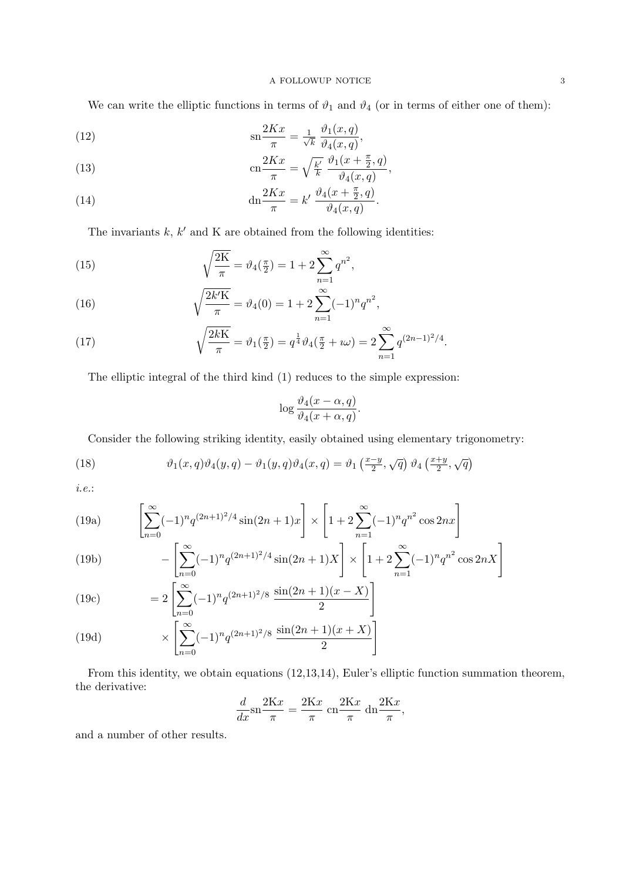We can write the elliptic functions in terms of $\vartheta_1$ and $\vartheta_4$ (or in terms of either one of them):

$$\text{sn}\frac{2Kx}{\pi} = \tfrac{1}{\sqrt{k}}\ \frac{\vartheta_1(x,q)}{\vartheta_4(x,q)}, \tag{12}$$

$$\text{cn}\frac{2Kx}{\pi} = \sqrt{\tfrac{k'}{k}}\ \frac{\vartheta_1(x+\frac{\pi}{2},q)}{\vartheta_4(x,q)}, \tag{13}$$

$$\text{dn}\frac{2Kx}{\pi} = k'\ \frac{\vartheta_4(x+\frac{\pi}{2},q)}{\vartheta_4(x,q)}. \tag{14}$$

The invariants $k$, $k'$ and K are obtained from the following identities:

$$\sqrt{\frac{2\text{K}}{\pi}} = \vartheta_4(\tfrac{\pi}{2}) = 1 + 2\sum_{n=1}^{\infty} q^{n^2}, \tag{15}$$

$$\sqrt{\frac{2k'\text{K}}{\pi}} = \vartheta_4(0) = 1 + 2\sum_{n=1}^{\infty} (-1)^n q^{n^2}, \tag{16}$$

$$\sqrt{\frac{2k\text{K}}{\pi}} = \vartheta_1(\tfrac{\pi}{2}) = q^{\frac{1}{4}}\vartheta_4(\tfrac{\pi}{2}+\imath\omega) = 2\sum_{n=1}^{\infty} q^{(2n-1)^2/4}. \tag{17}$$

The elliptic integral of the third kind (1) reduces to the simple expression:

$$\log\frac{\vartheta_4(x-\alpha,q)}{\vartheta_4(x+\alpha,q)}.$$

Consider the following striking identity, easily obtained using elementary trigonometry:

$$\vartheta_1(x,q)\vartheta_4(y,q) - \vartheta_1(y,q)\vartheta_4(x,q) = \vartheta_1\left(\tfrac{x-y}{2},\sqrt{q}\right)\vartheta_4\left(\tfrac{x+y}{2},\sqrt{q}\right) \tag{18}$$

*i.e.*:

$$\left[\sum_{n=0}^{\infty}(-1)^n q^{(2n+1)^2/4}\sin(2n+1)x\right] \times \left[1 + 2\sum_{n=1}^{\infty}(-1)^n q^{n^2}\cos 2nx\right] \tag{19a}$$

$$- \left[\sum_{n=0}^{\infty}(-1)^n q^{(2n+1)^2/4}\sin(2n+1)X\right] \times \left[1 + 2\sum_{n=1}^{\infty}(-1)^n q^{n^2}\cos 2nX\right] \tag{19b}$$

$$= 2\left[\sum_{n=0}^{\infty}(-1)^n q^{(2n+1)^2/8}\ \frac{\sin(2n+1)(x-X)}{2}\right] \tag{19c}$$

$$\times \left[\sum_{n=0}^{\infty}(-1)^n q^{(2n+1)^2/8}\ \frac{\sin(2n+1)(x+X)}{2}\right] \tag{19d}$$

From this identity, we obtain equations (12,13,14), Euler's elliptic function summation theorem, the derivative:

$$\frac{d}{dx}\text{sn}\frac{2\text{K}x}{\pi} = \frac{2\text{K}x}{\pi}\ \text{cn}\frac{2\text{K}x}{\pi}\ \text{dn}\frac{2\text{K}x}{\pi},$$

and a number of other results.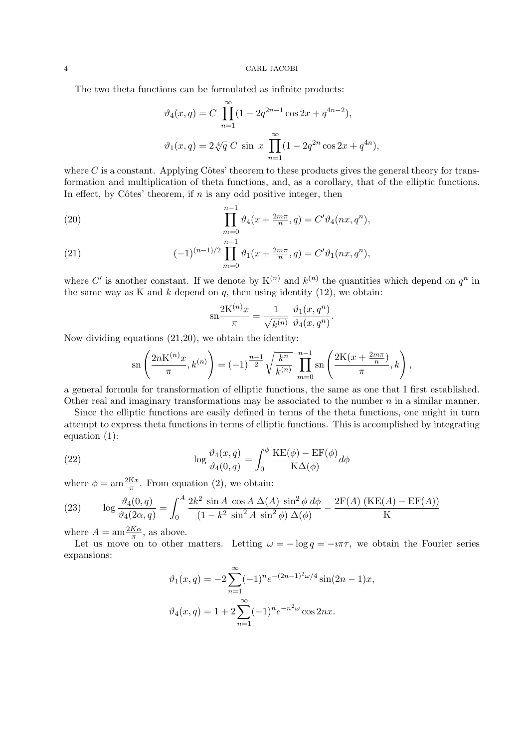The two theta functions can be formulated as infinite products:

$$\vartheta_4(x,q) = C \prod_{n=1}^{\infty}(1 - 2q^{2n-1}\cos 2x + q^{4n-2}),$$

$$\vartheta_1(x,q) = 2\sqrt[4]{q}\; C\; \sin\; x \prod_{n=1}^{\infty}(1 - 2q^{2n}\cos 2x + q^{4n}),$$

where $C$ is a constant. Applying Côtes' theorem to these products gives the general theory for transformation and multiplication of theta functions, and, as a corollary, that of the elliptic functions. In effect, by Côtes' theorem, if $n$ is any odd positive integer, then

$$\prod_{m=0}^{n-1} \vartheta_4(x + \tfrac{2m\pi}{n}, q) = C'\vartheta_4(nx, q^n), \tag{20}$$

$$(-1)^{(n-1)/2}\prod_{m=0}^{n-1} \vartheta_1(x + \tfrac{2m\pi}{n}, q) = C'\vartheta_1(nx, q^n), \tag{21}$$

where $C'$ is another constant. If we denote by $\mathrm{K}^{(n)}$ and $k^{(n)}$ the quantities which depend on $q^n$ in the same way as K and $k$ depend on $q$, then using identity (12), we obtain:

$$\mathrm{sn}\frac{2\mathrm{K}^{(n)}x}{\pi} = \frac{1}{\sqrt{k^{(n)}}}\;\frac{\vartheta_1(x,q^n)}{\vartheta_4(x,q^n)}.$$

Now dividing equations (21,20), we obtain the identity:

$$\mathrm{sn}\left(\frac{2n\mathrm{K}^{(n)}x}{\pi}, k^{(n)}\right) = (-1)^{\frac{n-1}{2}}\sqrt{\frac{k^n}{k^{(n)}}}\;\prod_{m=0}^{n-1}\mathrm{sn}\left(\frac{2\mathrm{K}(x+\frac{2m\pi}{n})}{\pi}, k\right),$$

a general formula for transformation of elliptic functions, the same as one that I first established. Other real and imaginary transformations may be associated to the number $n$ in a similar manner.

Since the elliptic functions are easily defined in terms of the theta functions, one might in turn attempt to express theta functions in terms of elliptic functions. This is accomplished by integrating equation (1):

$$\log\frac{\vartheta_4(x,q)}{\vartheta_4(0,q)} = \int_0^{\phi}\frac{\mathrm{KE}(\phi) - \mathrm{EF}(\phi)}{\mathrm{K}\Delta(\phi)}d\phi \tag{22}$$

where $\phi = \mathrm{am}\frac{2\mathrm{K}x}{\pi}$. From equation (2), we obtain:

$$\log\frac{\vartheta_4(0,q)}{\vartheta_4(2\alpha,q)} = \int_0^{A}\frac{2k^2\;\sin A\;\cos A\;\Delta(A)\;\sin^2\phi\;d\phi}{(1 - k^2\;\sin^2 A\;\sin^2\phi)\;\Delta(\phi)} - \frac{2\mathrm{F}(A)\;(\mathrm{KE}(A) - \mathrm{EF}(A))}{\mathrm{K}} \tag{23}$$

where $A = \mathrm{am}\frac{2K\alpha}{\pi}$, as above.

Let us move on to other matters. Letting $\omega = -\log q = -\imath\pi\tau$, we obtain the Fourier series expansions:

$$\vartheta_1(x,q) = -2\sum_{n=1}^{\infty}(-1)^n e^{-(2n-1)^2\omega/4}\sin(2n-1)x,$$

$$\vartheta_4(x,q) = 1 + 2\sum_{n=1}^{\infty}(-1)^n e^{-n^2\omega}\cos 2nx.$$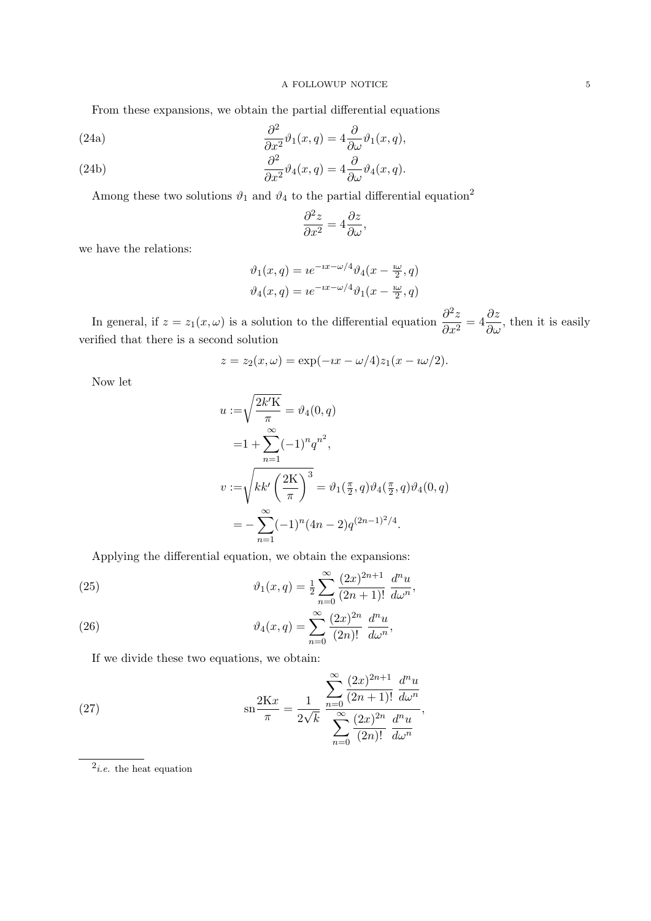From these expansions, we obtain the partial differential equations

$$\frac{\partial^2}{\partial x^2}\vartheta_1(x,q) = 4\frac{\partial}{\partial \omega}\vartheta_1(x,q), \tag{24a}$$

$$\frac{\partial^2}{\partial x^2}\vartheta_4(x,q) = 4\frac{\partial}{\partial \omega}\vartheta_4(x,q). \tag{24b}$$

Among these two solutions $\vartheta_1$ and $\vartheta_4$ to the partial differential equation[2]

$$\frac{\partial^2 z}{\partial x^2} = 4\frac{\partial z}{\partial \omega},$$

we have the relations:

$$\vartheta_1(x,q) = \imath e^{-\imath x - \omega/4}\vartheta_4(x - \tfrac{\imath\omega}{2}, q)$$
$$\vartheta_4(x,q) = \imath e^{-\imath x - \omega/4}\vartheta_1(x - \tfrac{\imath\omega}{2}, q)$$

In general, if $z = z_1(x,\omega)$ is a solution to the differential equation $\dfrac{\partial^2 z}{\partial x^2} = 4\dfrac{\partial z}{\partial \omega}$, then it is easily verified that there is a second solution

$$z = z_2(x,\omega) = \exp(-\imath x - \omega/4) z_1(x - \imath\omega/2).$$

Now let

$$\begin{aligned}
u :=& \sqrt{\frac{2k'\mathrm{K}}{\pi}} = \vartheta_4(0,q) \\
=& 1 + \sum_{n=1}^{\infty}(-1)^n q^{n^2}, \\
v :=& \sqrt{kk'\left(\frac{2\mathrm{K}}{\pi}\right)^3} = \vartheta_1(\tfrac{\pi}{2},q)\vartheta_4(\tfrac{\pi}{2},q)\vartheta_4(0,q) \\
=& -\sum_{n=1}^{\infty}(-1)^n(4n-2)q^{(2n-1)^2/4}.
\end{aligned}$$

Applying the differential equation, we obtain the expansions:

$$\vartheta_1(x,q) = \tfrac{1}{2}\sum_{n=0}^{\infty}\frac{(2x)^{2n+1}}{(2n+1)!}\,\frac{d^n u}{d\omega^n}, \tag{25}$$

$$\vartheta_4(x,q) = \sum_{n=0}^{\infty}\frac{(2x)^{2n}}{(2n)!}\,\frac{d^n u}{d\omega^n}, \tag{26}$$

If we divide these two equations, we obtain:

$$\mathrm{sn}\frac{2\mathrm{K}x}{\pi} = \frac{1}{2\sqrt{k}}\,\frac{\displaystyle\sum_{n=0}^{\infty}\frac{(2x)^{2n+1}}{(2n+1)!}\,\frac{d^n u}{d\omega^n}}{\displaystyle\sum_{n=0}^{\infty}\frac{(2x)^{2n}}{(2n)!}\,\frac{d^n u}{d\omega^n}}, \tag{27}$$

[2] *i.e.* the heat equation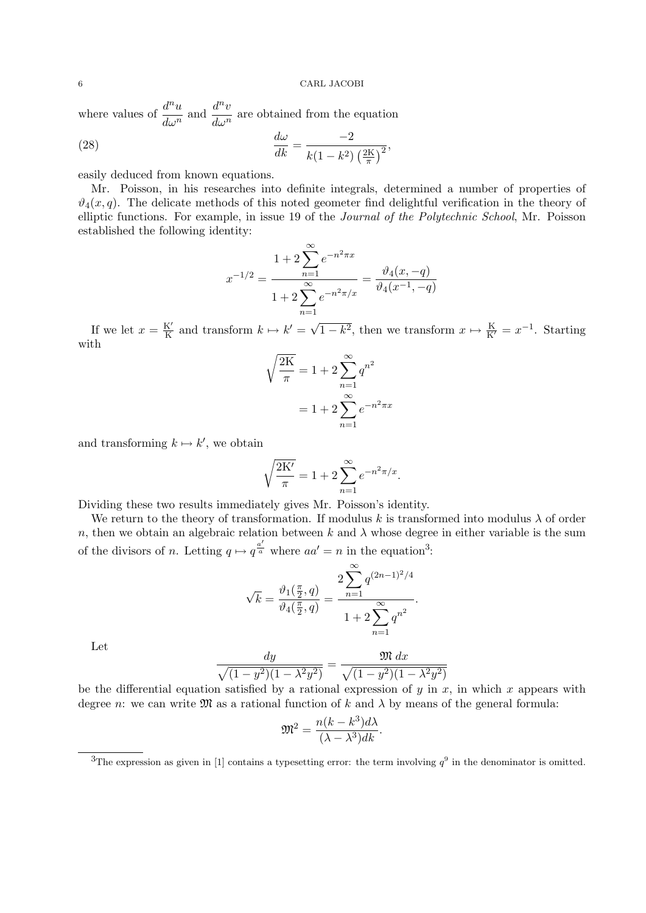where values of $\dfrac{d^n u}{d\omega^n}$ and $\dfrac{d^n v}{d\omega^n}$ are obtained from the equation

$$\frac{d\omega}{dk} = \frac{-2}{k(1-k^2)\left(\frac{2\mathrm{K}}{\pi}\right)^2}, \tag{28}$$

easily deduced from known equations.

Mr. Poisson, in his researches into definite integrals, determined a number of properties of $\vartheta_4(x, q)$. The delicate methods of this noted geometer find delightful verification in the theory of elliptic functions. For example, in issue 19 of the *Journal of the Polytechnic School*, Mr. Poisson established the following identity:

$$x^{-1/2} = \frac{1 + 2\sum_{n=1}^{\infty} e^{-n^2\pi x}}{1 + 2\sum_{n=1}^{\infty} e^{-n^2\pi/x}} = \frac{\vartheta_4(x, -q)}{\vartheta_4(x^{-1}, -q)}$$

If we let $x = \frac{\mathrm{K}'}{\mathrm{K}}$ and transform $k \mapsto k' = \sqrt{1-k^2}$, then we transform $x \mapsto \frac{\mathrm{K}}{\mathrm{K}'} = x^{-1}$. Starting with

$$\begin{aligned}
\sqrt{\frac{2\mathrm{K}}{\pi}} &= 1 + 2\sum_{n=1}^{\infty} q^{n^2} \\
&= 1 + 2\sum_{n=1}^{\infty} e^{-n^2\pi x}
\end{aligned}$$

and transforming $k \mapsto k'$, we obtain

$$\sqrt{\frac{2\mathrm{K}'}{\pi}} = 1 + 2\sum_{n=1}^{\infty} e^{-n^2\pi/x}.$$

Dividing these two results immediately gives Mr. Poisson's identity.

We return to the theory of transformation. If modulus $k$ is transformed into modulus $\lambda$ of order $n$, then we obtain an algebraic relation between $k$ and $\lambda$ whose degree in either variable is the sum of the divisors of $n$. Letting $q \mapsto q^{\frac{a'}{a}}$ where $aa' = n$ in the equation[3]:

$$\sqrt{k} = \frac{\vartheta_1(\frac{\pi}{2}, q)}{\vartheta_4(\frac{\pi}{2}, q)} = \frac{2\sum_{n=1}^{\infty} q^{(2n-1)^2/4}}{1 + 2\sum_{n=1}^{\infty} q^{n^2}}.$$

Let

$$\frac{dy}{\sqrt{(1-y^2)(1-\lambda^2 y^2)}} = \frac{\mathfrak{M}\, dx}{\sqrt{(1-y^2)(1-\lambda^2 y^2)}}$$

be the differential equation satisfied by a rational expression of $y$ in $x$, in which $x$ appears with degree $n$: we can write $\mathfrak{M}$ as a rational function of $k$ and $\lambda$ by means of the general formula:

$$\mathfrak{M}^2 = \frac{n(k-k^3)d\lambda}{(\lambda - \lambda^3)dk}.$$

[3]The expression as given in [1] contains a typesetting error: the term involving $q^9$ in the denominator is omitted.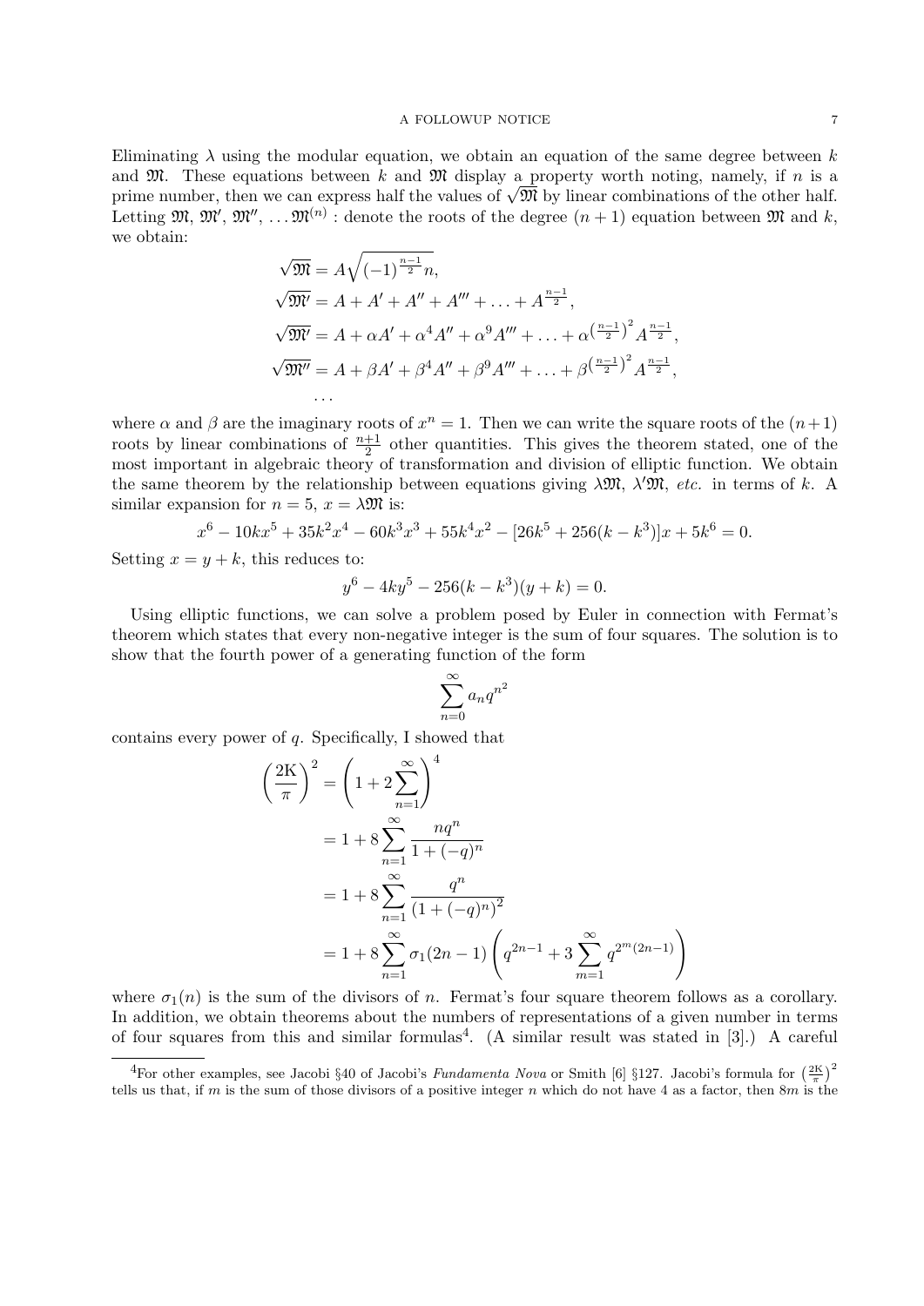Eliminating $\lambda$ using the modular equation, we obtain an equation of the same degree between $k$ and $\mathfrak{M}$. These equations between $k$ and $\mathfrak{M}$ display a property worth noting, namely, if $n$ is a prime number, then we can express half the values of $\sqrt{\mathfrak{M}}$ by linear combinations of the other half. Letting $\mathfrak{M}, \mathfrak{M}', \mathfrak{M}'', \ldots \mathfrak{M}^{(n)}$ : denote the roots of the degree $(n+1)$ equation between $\mathfrak{M}$ and $k$, we obtain:

$$
\begin{aligned}
\sqrt{\mathfrak{M}} &= A\sqrt{(-1)^{\frac{n-1}{2}}n}, \\
\sqrt{\mathfrak{M}'} &= A + A' + A'' + A''' + \ldots + A^{\frac{n-1}{2}}, \\
\sqrt{\mathfrak{M}'} &= A + \alpha A' + \alpha^4 A'' + \alpha^9 A''' + \ldots + \alpha^{\left(\frac{n-1}{2}\right)^2} A^{\frac{n-1}{2}}, \\
\sqrt{\mathfrak{M}''} &= A + \beta A' + \beta^4 A'' + \beta^9 A''' + \ldots + \beta^{\left(\frac{n-1}{2}\right)^2} A^{\frac{n-1}{2}}, \\
&\ldots
\end{aligned}
$$

where $\alpha$ and $\beta$ are the imaginary roots of $x^n = 1$. Then we can write the square roots of the $(n+1)$ roots by linear combinations of $\frac{n+1}{2}$ other quantities. This gives the theorem stated, one of the most important in algebraic theory of transformation and division of elliptic function. We obtain the same theorem by the relationship between equations giving $\lambda\mathfrak{M}$, $\lambda'\mathfrak{M}$, *etc.* in terms of $k$. A similar expansion for $n = 5$, $x = \lambda\mathfrak{M}$ is:

$$
x^6 - 10kx^5 + 35k^2x^4 - 60k^3x^3 + 55k^4x^2 - [26k^5 + 256(k - k^3)]x + 5k^6 = 0.
$$

Setting $x = y + k$, this reduces to:

$$
y^6 - 4ky^5 - 256(k - k^3)(y + k) = 0.
$$

Using elliptic functions, we can solve a problem posed by Euler in connection with Fermat's theorem which states that every non-negative integer is the sum of four squares. The solution is to show that the fourth power of a generating function of the form

$$
\sum_{n=0}^{\infty} a_n q^{n^2}
$$

contains every power of $q$. Specifically, I showed that

$$
\begin{aligned}
\left(\frac{2\mathrm{K}}{\pi}\right)^2 &= \left(1 + 2\sum_{n=1}^{\infty}\right)^4 \\
&= 1 + 8\sum_{n=1}^{\infty} \frac{nq^n}{1 + (-q)^n} \\
&= 1 + 8\sum_{n=1}^{\infty} \frac{q^n}{(1 + (-q)^n)^2} \\
&= 1 + 8\sum_{n=1}^{\infty} \sigma_1(2n-1)\left(q^{2n-1} + 3\sum_{m=1}^{\infty} q^{2^m(2n-1)}\right)
\end{aligned}
$$

where $\sigma_1(n)$ is the sum of the divisors of $n$. Fermat's four square theorem follows as a corollary. In addition, we obtain theorems about the numbers of representations of a given number in terms of four squares from this and similar formulas[4]. (A similar result was stated in [3].) A careful

[4]For other examples, see Jacobi §40 of Jacobi's *Fundamenta Nova* or Smith [6] §127. Jacobi's formula for $\left(\frac{2\mathrm{K}}{\pi}\right)^2$ tells us that, if $m$ is the sum of those divisors of a positive integer $n$ which do not have 4 as a factor, then $8m$ is the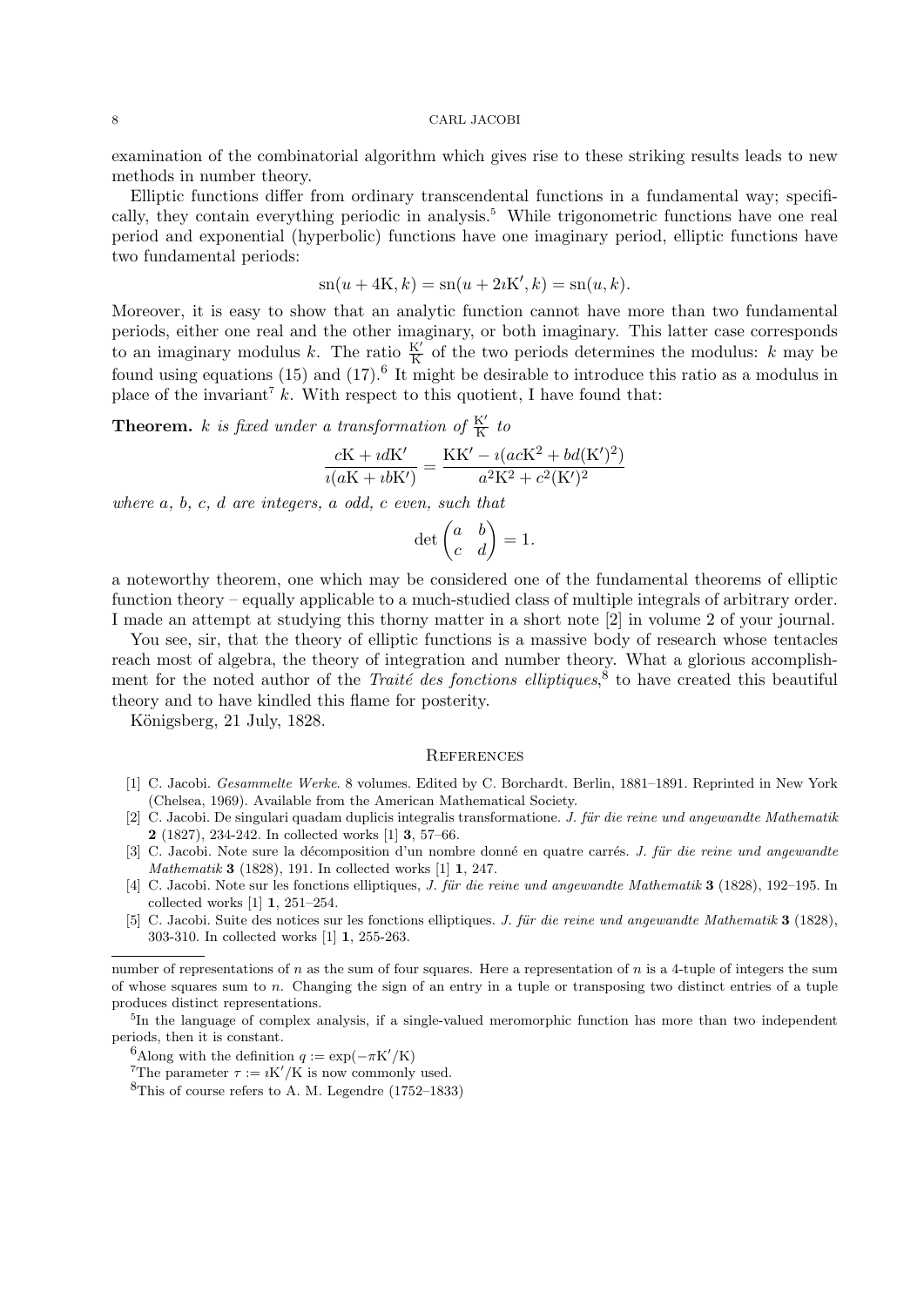examination of the combinatorial algorithm which gives rise to these striking results leads to new methods in number theory.

Elliptic functions differ from ordinary transcendental functions in a fundamental way; specifically, they contain everything periodic in analysis.[5] While trigonometric functions have one real period and exponential (hyperbolic) functions have one imaginary period, elliptic functions have two fundamental periods:

$$\mathrm{sn}(u + 4\mathrm{K}, k) = \mathrm{sn}(u + 2\imath\mathrm{K}', k) = \mathrm{sn}(u, k).$$

Moreover, it is easy to show that an analytic function cannot have more than two fundamental periods, either one real and the other imaginary, or both imaginary. This latter case corresponds to an imaginary modulus $k$. The ratio $\frac{\mathrm{K}'}{\mathrm{K}}$ of the two periods determines the modulus: $k$ may be found using equations (15) and (17).[6] It might be desirable to introduce this ratio as a modulus in place of the invariant[7] $k$. With respect to this quotient, I have found that:

**Theorem.** *$k$ is fixed under a transformation of $\frac{\mathrm{K}'}{\mathrm{K}}$ to*

$$\frac{c\mathrm{K} + \imath d\mathrm{K}'}{\imath(a\mathrm{K} + \imath b\mathrm{K}')} = \frac{\mathrm{K}\mathrm{K}' - \imath(ac\mathrm{K}^2 + bd(\mathrm{K}')^2)}{a^2\mathrm{K}^2 + c^2(\mathrm{K}')^2}$$

*where $a$, $b$, $c$, $d$ are integers, $a$ odd, $c$ even, such that*

$$\det\begin{pmatrix} a & b \\ c & d \end{pmatrix} = 1.$$

a noteworthy theorem, one which may be considered one of the fundamental theorems of elliptic function theory – equally applicable to a much-studied class of multiple integrals of arbitrary order. I made an attempt at studying this thorny matter in a short note [2] in volume 2 of your journal.

You see, sir, that the theory of elliptic functions is a massive body of research whose tentacles reach most of algebra, the theory of integration and number theory. What a glorious accomplishment for the noted author of the *Traité des fonctions elliptiques*,[8] to have created this beautiful theory and to have kindled this flame for posterity.

Königsberg, 21 July, 1828.

## References

[1] C. Jacobi. *Gesammelte Werke*. 8 volumes. Edited by C. Borchardt. Berlin, 1881–1891. Reprinted in New York (Chelsea, 1969). Available from the American Mathematical Society.

[2] C. Jacobi. De singulari quadam duplicis integralis transformatione. *J. für die reine und angewandte Mathematik* **2** (1827), 234-242. In collected works [1] **3**, 57–66.

[3] C. Jacobi. Note sure la décomposition d'un nombre donné en quatre carrés. *J. für die reine und angewandte Mathematik* **3** (1828), 191. In collected works [1] **1**, 247.

[4] C. Jacobi. Note sur les fonctions elliptiques, *J. für die reine und angewandte Mathematik* **3** (1828), 192–195. In collected works [1] **1**, 251–254.

[5] C. Jacobi. Suite des notices sur les fonctions elliptiques. *J. für die reine und angewandte Mathematik* **3** (1828), 303-310. In collected works [1] **1**, 255-263.

---

number of representations of $n$ as the sum of four squares. Here a representation of $n$ is a 4-tuple of integers the sum of whose squares sum to $n$. Changing the sign of an entry in a tuple or transposing two distinct entries of a tuple produces distinct representations.

[5] In the language of complex analysis, if a single-valued meromorphic function has more than two independent periods, then it is constant.

[6] Along with the definition $q := \exp(-\pi\mathrm{K}'/\mathrm{K})$

[7] The parameter $\tau := \imath\mathrm{K}'/\mathrm{K}$ is now commonly used.

[8] This of course refers to A. M. Legendre (1752–1833)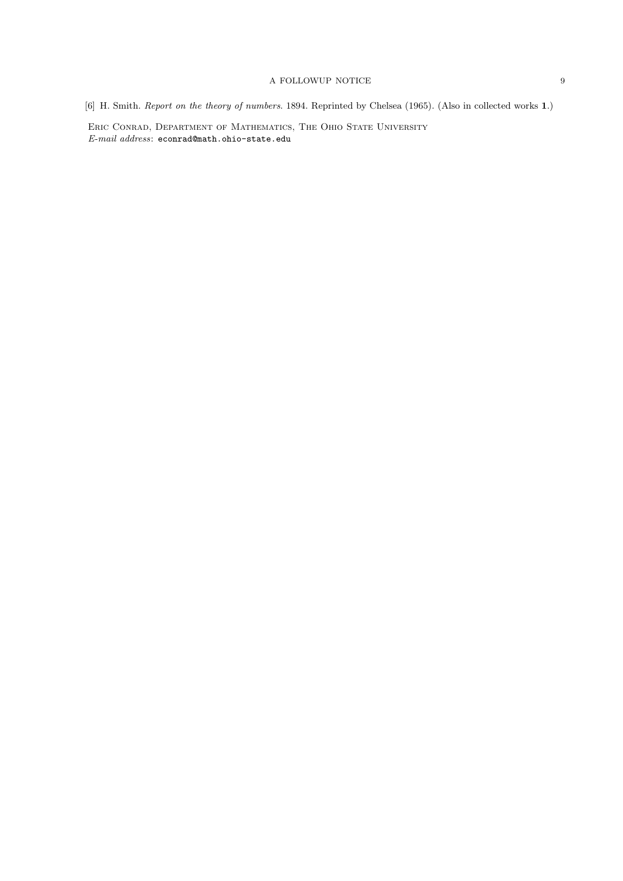[6] H. Smith. *Report on the theory of numbers*. 1894. Reprinted by Chelsea (1965). (Also in collected works **1**.)

Eric Conrad, Department of Mathematics, The Ohio State University
*E-mail address*: `econrad@math.ohio-state.edu`